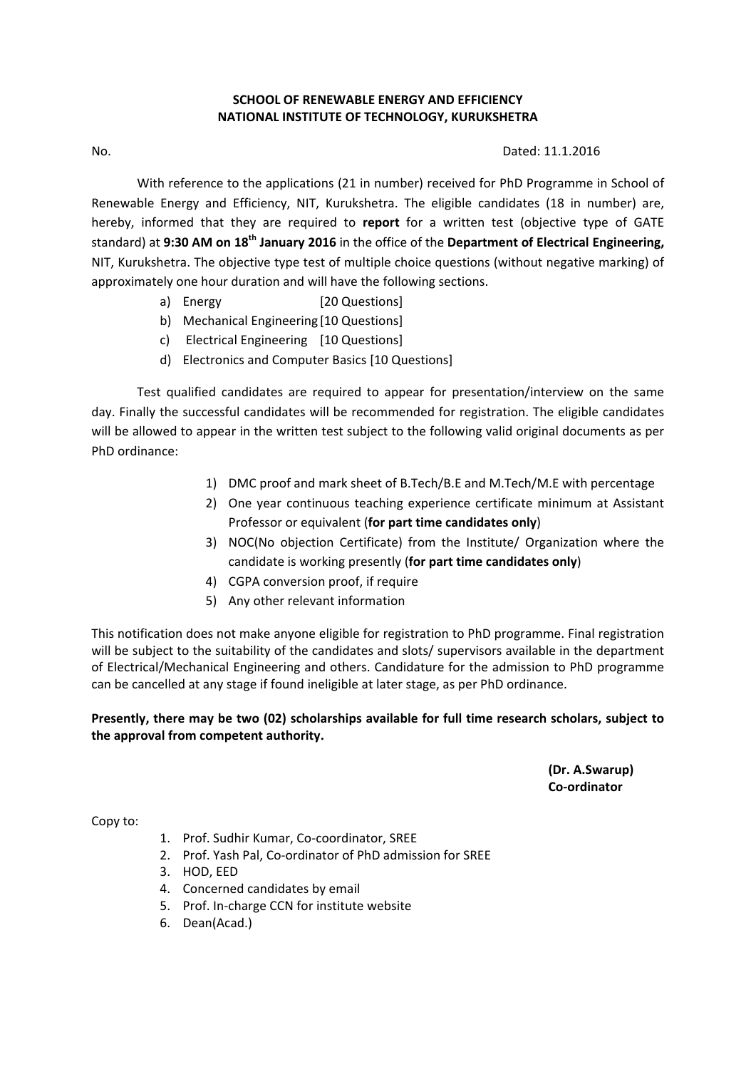**SCHOOL OF RENEWABLE ENERGY AND EFFICIENCY**
**NATIONAL INSTITUTE OF TECHNOLOGY, KURUKSHETRA**

No. Dated: 11.1.2016

With reference to the applications (21 in number) received for PhD Programme in School of Renewable Energy and Efficiency, NIT, Kurukshetra. The eligible candidates (18 in number) are, hereby, informed that they are required to **report** for a written test (objective type of GATE standard) at **9:30 AM on 18th January 2016** in the office of the **Department of Electrical Engineering,** NIT, Kurukshetra. The objective type test of multiple choice questions (without negative marking) of approximately one hour duration and will have the following sections.

a) Energy [20 Questions]
b) Mechanical Engineering [10 Questions]
c) Electrical Engineering [10 Questions]
d) Electronics and Computer Basics [10 Questions]

Test qualified candidates are required to appear for presentation/interview on the same day. Finally the successful candidates will be recommended for registration. The eligible candidates will be allowed to appear in the written test subject to the following valid original documents as per PhD ordinance:

1) DMC proof and mark sheet of B.Tech/B.E and M.Tech/M.E with percentage
2) One year continuous teaching experience certificate minimum at Assistant Professor or equivalent (**for part time candidates only**)
3) NOC(No objection Certificate) from the Institute/ Organization where the candidate is working presently (**for part time candidates only**)
4) CGPA conversion proof, if require
5) Any other relevant information

This notification does not make anyone eligible for registration to PhD programme. Final registration will be subject to the suitability of the candidates and slots/ supervisors available in the department of Electrical/Mechanical Engineering and others. Candidature for the admission to PhD programme can be cancelled at any stage if found ineligible at later stage, as per PhD ordinance.

**Presently, there may be two (02) scholarships available for full time research scholars, subject to the approval from competent authority.**

**(Dr. A.Swarup)**
**Co-ordinator**

Copy to:

1. Prof. Sudhir Kumar, Co-coordinator, SREE
2. Prof. Yash Pal, Co-ordinator of PhD admission for SREE
3. HOD, EED
4. Concerned candidates by email
5. Prof. In-charge CCN for institute website
6. Dean(Acad.)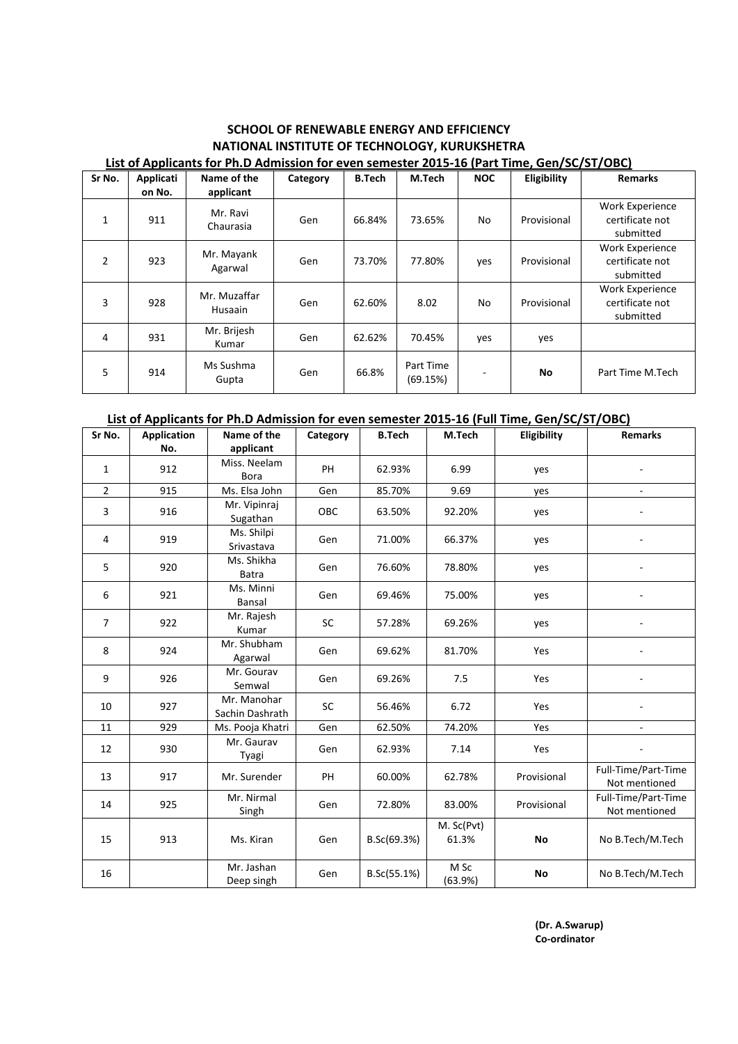**SCHOOL OF RENEWABLE ENERGY AND EFFICIENCY**
**NATIONAL INSTITUTE OF TECHNOLOGY, KURUKSHETRA**

**List of Applicants for Ph.D Admission for even semester 2015-16 (Part Time, Gen/SC/ST/OBC)**

| Sr No. | Application No. | Name of the applicant | Category | B.Tech | M.Tech | NOC | Eligibility | Remarks |
|---|---|---|---|---|---|---|---|---|
| 1 | 911 | Mr. Ravi Chaurasia | Gen | 66.84% | 73.65% | No | Provisional | Work Experience certificate not submitted |
| 2 | 923 | Mr. Mayank Agarwal | Gen | 73.70% | 77.80% | yes | Provisional | Work Experience certificate not submitted |
| 3 | 928 | Mr. Muzaffar Husaain | Gen | 62.60% | 8.02 | No | Provisional | Work Experience certificate not submitted |
| 4 | 931 | Mr. Brijesh Kumar | Gen | 62.62% | 70.45% | yes | yes | |
| 5 | 914 | Ms Sushma Gupta | Gen | 66.8% | Part Time (69.15%) | - | **No** | Part Time M.Tech |

**List of Applicants for Ph.D Admission for even semester 2015-16 (Full Time, Gen/SC/ST/OBC)**

| Sr No. | Application No. | Name of the applicant | Category | B.Tech | M.Tech | Eligibility | Remarks |
|---|---|---|---|---|---|---|---|
| 1 | 912 | Miss. Neelam Bora | PH | 62.93% | 6.99 | yes | - |
| 2 | 915 | Ms. Elsa John | Gen | 85.70% | 9.69 | yes | - |
| 3 | 916 | Mr. Vipinraj Sugathan | OBC | 63.50% | 92.20% | yes | - |
| 4 | 919 | Ms. Shilpi Srivastava | Gen | 71.00% | 66.37% | yes | - |
| 5 | 920 | Ms. Shikha Batra | Gen | 76.60% | 78.80% | yes | - |
| 6 | 921 | Ms. Minni Bansal | Gen | 69.46% | 75.00% | yes | - |
| 7 | 922 | Mr. Rajesh Kumar | SC | 57.28% | 69.26% | yes | - |
| 8 | 924 | Mr. Shubham Agarwal | Gen | 69.62% | 81.70% | Yes | - |
| 9 | 926 | Mr. Gourav Semwal | Gen | 69.26% | 7.5 | Yes | - |
| 10 | 927 | Mr. Manohar Sachin Dashrath | SC | 56.46% | 6.72 | Yes | - |
| 11 | 929 | Ms. Pooja Khatri | Gen | 62.50% | 74.20% | Yes | - |
| 12 | 930 | Mr. Gaurav Tyagi | Gen | 62.93% | 7.14 | Yes | - |
| 13 | 917 | Mr. Surender | PH | 60.00% | 62.78% | Provisional | Full-Time/Part-Time Not mentioned |
| 14 | 925 | Mr. Nirmal Singh | Gen | 72.80% | 83.00% | Provisional | Full-Time/Part-Time Not mentioned |
| 15 | 913 | Ms. Kiran | Gen | B.Sc(69.3%) | M. Sc(Pvt) 61.3% | **No** | No B.Tech/M.Tech |
| 16 | | Mr. Jashan Deep singh | Gen | B.Sc(55.1%) | M Sc (63.9%) | **No** | No B.Tech/M.Tech |

**(Dr. A.Swarup)**
**Co-ordinator**